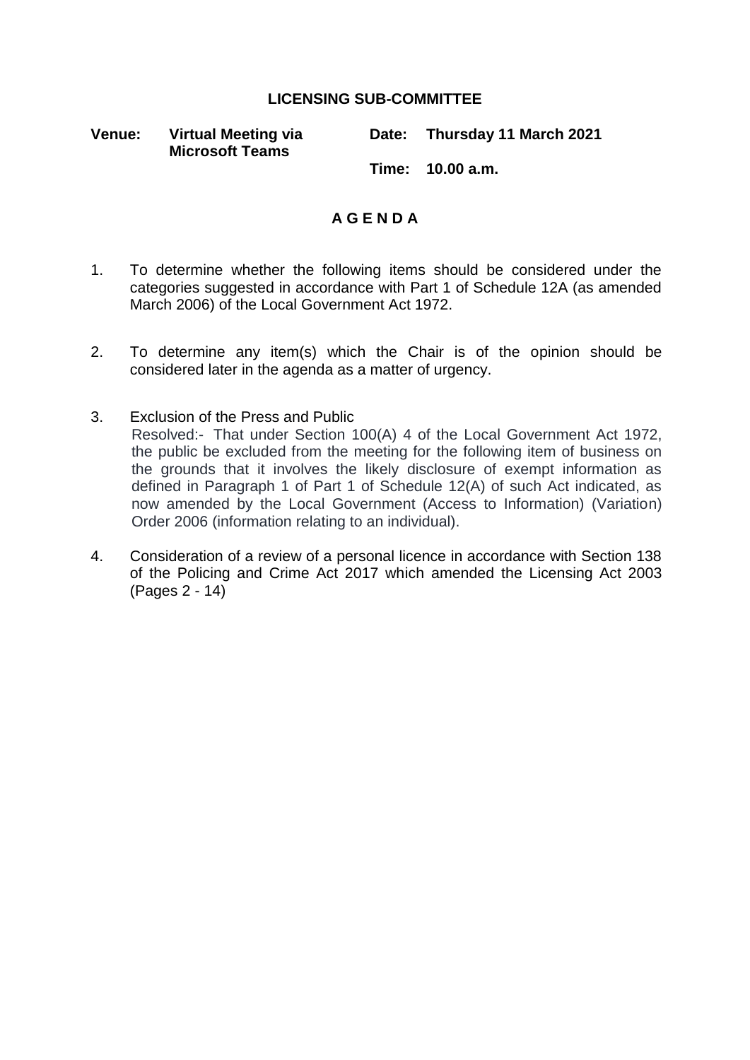# LICENSING SUB-COMMITTEE

**Venue:** **Virtual Meeting via Microsoft Teams**

**Date:** **Thursday 11 March 2021**

**Time:** **10.00 a.m.**

## A G E N D A

1. To determine whether the following items should be considered under the categories suggested in accordance with Part 1 of Schedule 12A (as amended March 2006) of the Local Government Act 1972.

2. To determine any item(s) which the Chair is of the opinion should be considered later in the agenda as a matter of urgency.

3. Exclusion of the Press and Public
   Resolved:- That under Section 100(A) 4 of the Local Government Act 1972, the public be excluded from the meeting for the following item of business on the grounds that it involves the likely disclosure of exempt information as defined in Paragraph 1 of Part 1 of Schedule 12(A) of such Act indicated, as now amended by the Local Government (Access to Information) (Variation) Order 2006 (information relating to an individual).

4. Consideration of a review of a personal licence in accordance with Section 138 of the Policing and Crime Act 2017 which amended the Licensing Act 2003 (Pages 2 - 14)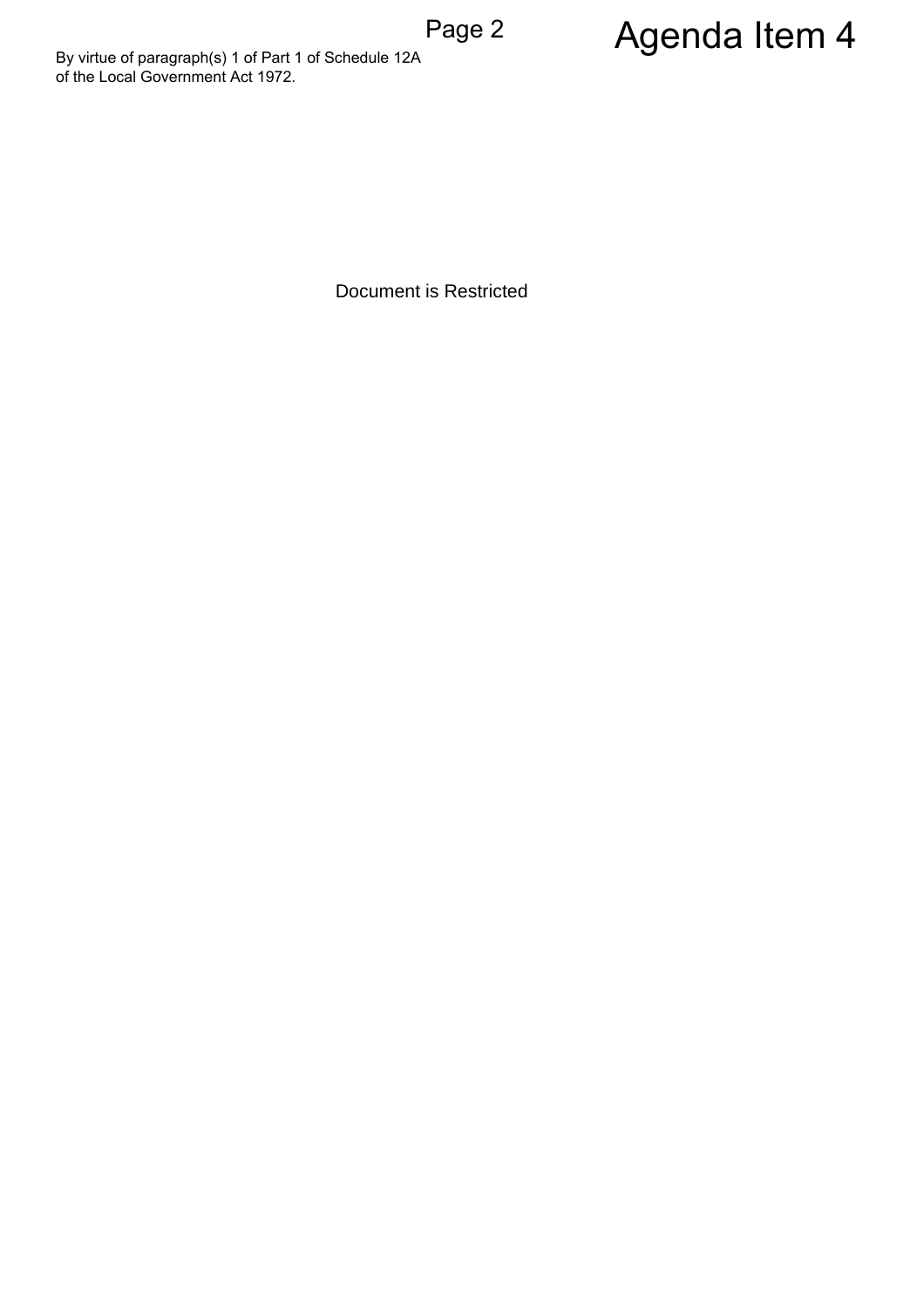# Agenda Item 4

By virtue of paragraph(s) 1 of Part 1 of Schedule 12A of the Local Government Act 1972.

Document is Restricted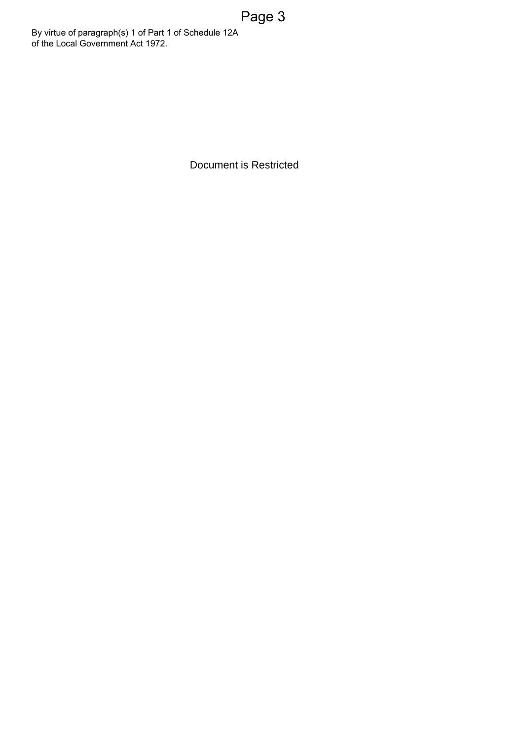By virtue of paragraph(s) 1 of Part 1 of Schedule 12A of the Local Government Act 1972.

Document is Restricted